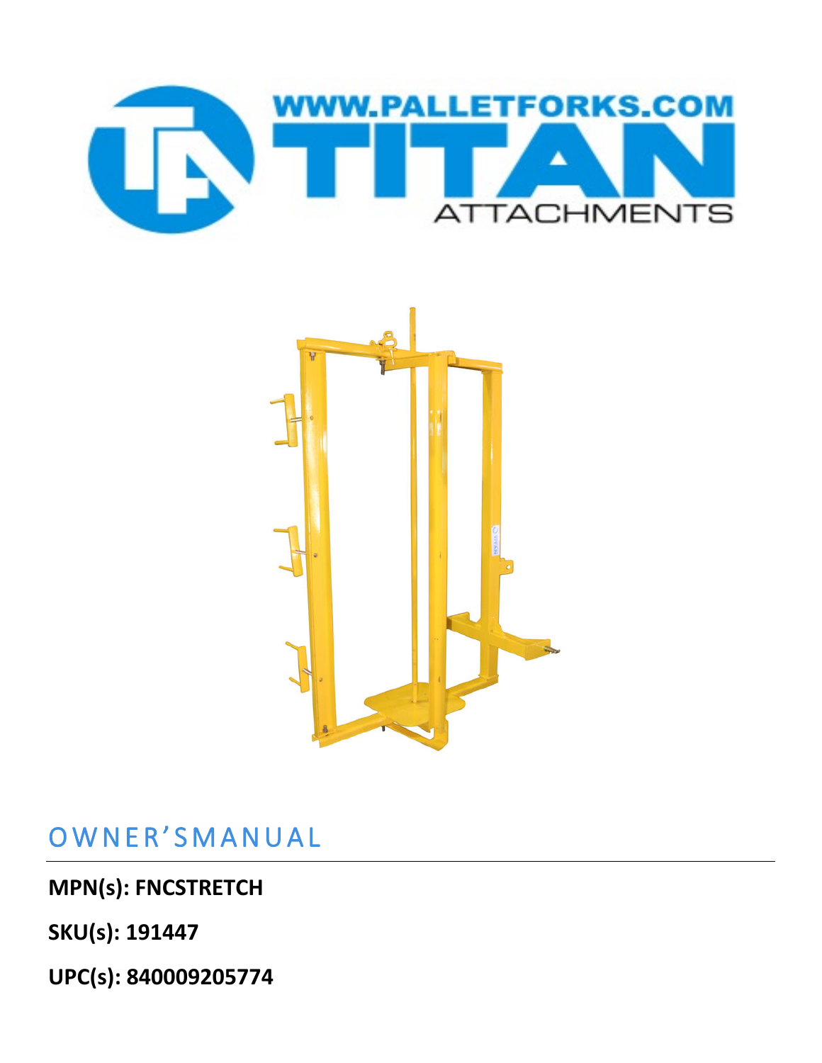WWW.PALLETFORKS.COM

TITAN

ATTACHMENTS

# OWNER'SMANUAL

**MPN(s): FNCSTRETCH**

**SKU(s): 191447**

**UPC(s): 840009205774**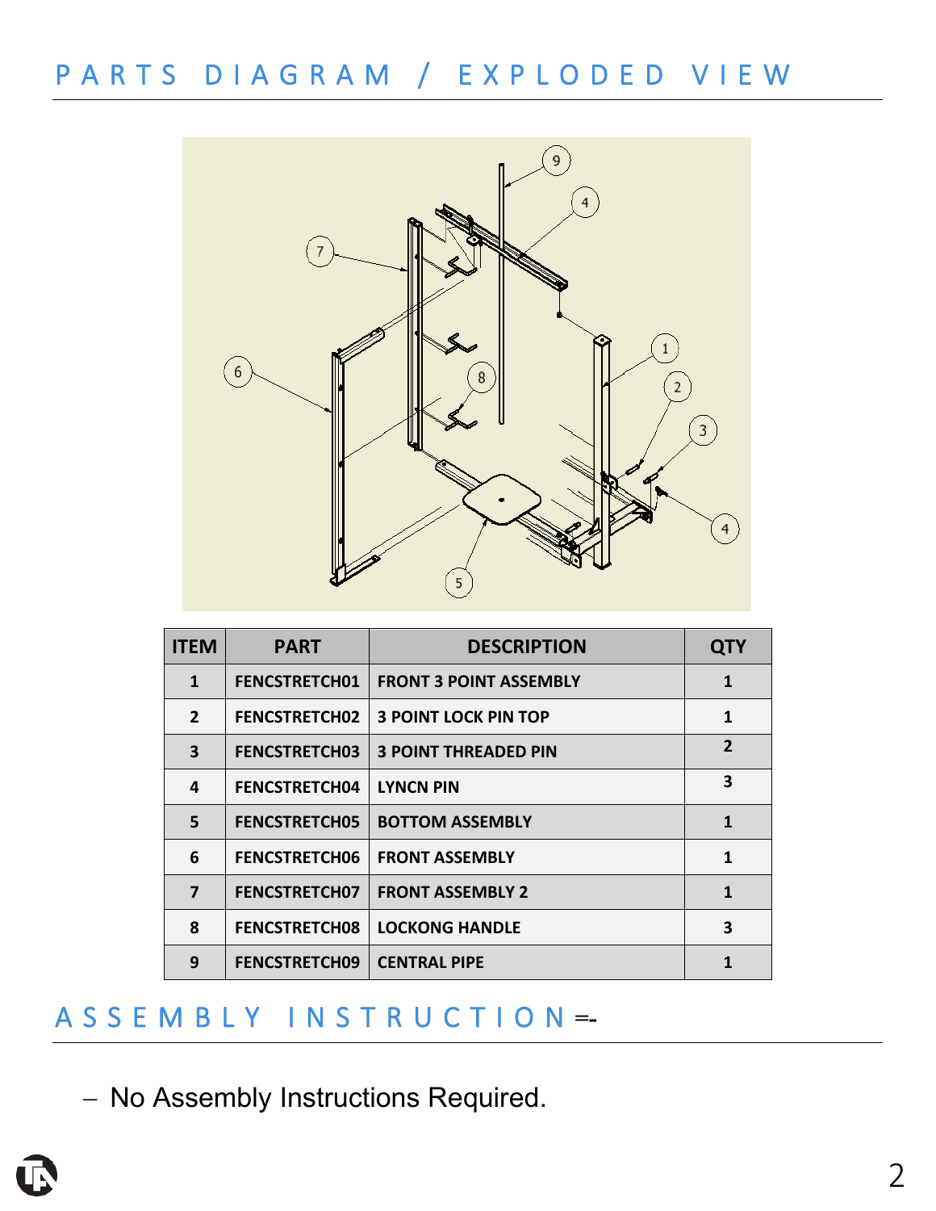# PARTS DIAGRAM / EXPLODED VIEW

| ITEM | PART | DESCRIPTION | QTY |
|---|---|---|---|
| 1 | FENCSTRETCH01 | FRONT 3 POINT ASSEMBLY | 1 |
| 2 | FENCSTRETCH02 | 3 POINT LOCK PIN TOP | 1 |
| 3 | FENCSTRETCH03 | 3 POINT THREADED PIN | 2 |
| 4 | FENCSTRETCH04 | LYNCN PIN | 3 |
| 5 | FENCSTRETCH05 | BOTTOM ASSEMBLY | 1 |
| 6 | FENCSTRETCH06 | FRONT ASSEMBLY | 1 |
| 7 | FENCSTRETCH07 | FRONT ASSEMBLY 2 | 1 |
| 8 | FENCSTRETCH08 | LOCKONG HANDLE | 3 |
| 9 | FENCSTRETCH09 | CENTRAL PIPE | 1 |

# ASSEMBLY INSTRUCTION =-

- No Assembly Instructions Required.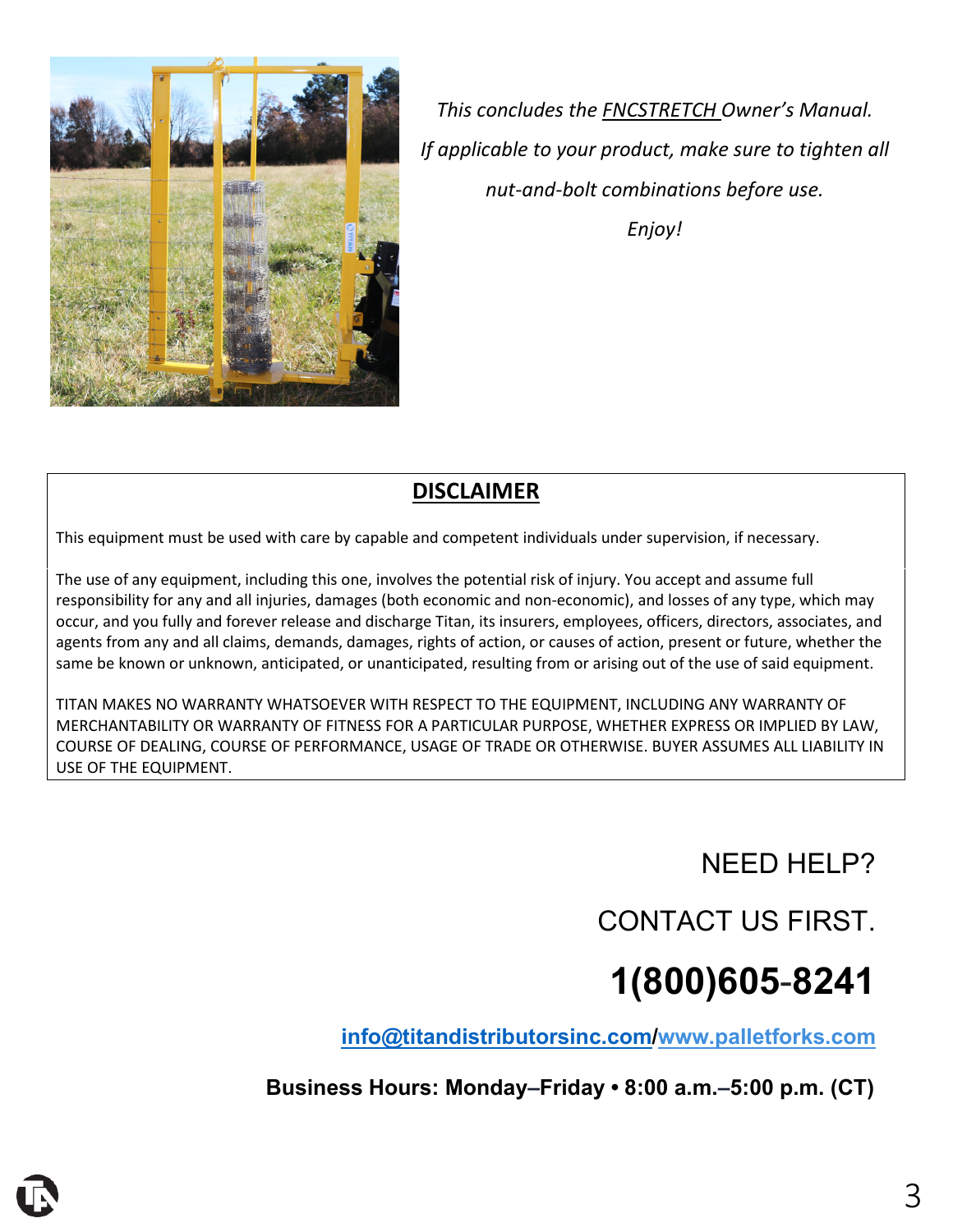*This concludes the FNCSTRETCH Owner's Manual.*

*If applicable to your product, make sure to tighten all nut-and-bolt combinations before use.*

*Enjoy!*

## DISCLAIMER

This equipment must be used with care by capable and competent individuals under supervision, if necessary.

The use of any equipment, including this one, involves the potential risk of injury. You accept and assume full responsibility for any and all injuries, damages (both economic and non-economic), and losses of any type, which may occur, and you fully and forever release and discharge Titan, its insurers, employees, officers, directors, associates, and agents from any and all claims, demands, damages, rights of action, or causes of action, present or future, whether the same be known or unknown, anticipated, or unanticipated, resulting from or arising out of the use of said equipment.

TITAN MAKES NO WARRANTY WHATSOEVER WITH RESPECT TO THE EQUIPMENT, INCLUDING ANY WARRANTY OF MERCHANTABILITY OR WARRANTY OF FITNESS FOR A PARTICULAR PURPOSE, WHETHER EXPRESS OR IMPLIED BY LAW, COURSE OF DEALING, COURSE OF PERFORMANCE, USAGE OF TRADE OR OTHERWISE. BUYER ASSUMES ALL LIABILITY IN USE OF THE EQUIPMENT.

NEED HELP?

CONTACT US FIRST.

**1(800)605-8241**

**info@titandistributorsinc.com/www.palletforks.com**

**Business Hours: Monday–Friday • 8:00 a.m.–5:00 p.m. (CT)**